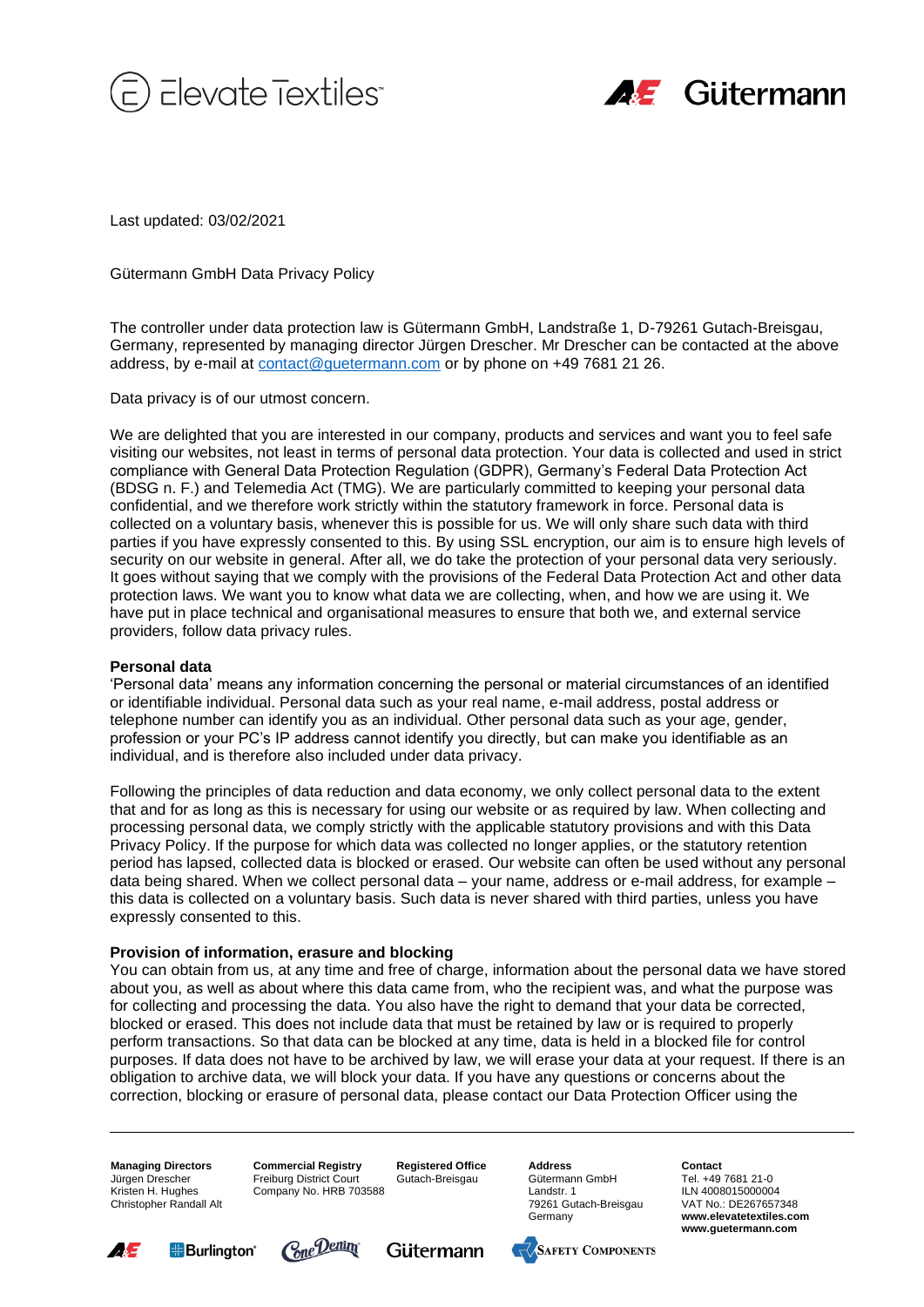Last updated: 03/02/2021

Gütermann GmbH Data Privacy Policy

The controller under data protection law is Gütermann GmbH, Landstraße 1, D-79261 Gutach-Breisgau, Germany, represented by managing director Jürgen Drescher. Mr Drescher can be contacted at the above address, by e-mail at contact@guetermann.com or by phone on +49 7681 21 26.

Data privacy is of our utmost concern.

We are delighted that you are interested in our company, products and services and want you to feel safe visiting our websites, not least in terms of personal data protection. Your data is collected and used in strict compliance with General Data Protection Regulation (GDPR), Germany's Federal Data Protection Act (BDSG n. F.) and Telemedia Act (TMG). We are particularly committed to keeping your personal data confidential, and we therefore work strictly within the statutory framework in force. Personal data is collected on a voluntary basis, whenever this is possible for us. We will only share such data with third parties if you have expressly consented to this. By using SSL encryption, our aim is to ensure high levels of security on our website in general. After all, we do take the protection of your personal data very seriously. It goes without saying that we comply with the provisions of the Federal Data Protection Act and other data protection laws. We want you to know what data we are collecting, when, and how we are using it. We have put in place technical and organisational measures to ensure that both we, and external service providers, follow data privacy rules.

**Personal data**

'Personal data' means any information concerning the personal or material circumstances of an identified or identifiable individual. Personal data such as your real name, e-mail address, postal address or telephone number can identify you as an individual. Other personal data such as your age, gender, profession or your PC's IP address cannot identify you directly, but can make you identifiable as an individual, and is therefore also included under data privacy.

Following the principles of data reduction and data economy, we only collect personal data to the extent that and for as long as this is necessary for using our website or as required by law. When collecting and processing personal data, we comply strictly with the applicable statutory provisions and with this Data Privacy Policy. If the purpose for which data was collected no longer applies, or the statutory retention period has lapsed, collected data is blocked or erased. Our website can often be used without any personal data being shared. When we collect personal data – your name, address or e-mail address, for example – this data is collected on a voluntary basis. Such data is never shared with third parties, unless you have expressly consented to this.

**Provision of information, erasure and blocking**

You can obtain from us, at any time and free of charge, information about the personal data we have stored about you, as well as about where this data came from, who the recipient was, and what the purpose was for collecting and processing the data. You also have the right to demand that your data be corrected, blocked or erased. This does not include data that must be retained by law or is required to properly perform transactions. So that data can be blocked at any time, data is held in a blocked file for control purposes. If data does not have to be archived by law, we will erase your data at your request. If there is an obligation to archive data, we will block your data. If you have any questions or concerns about the correction, blocking or erasure of personal data, please contact our Data Protection Officer using the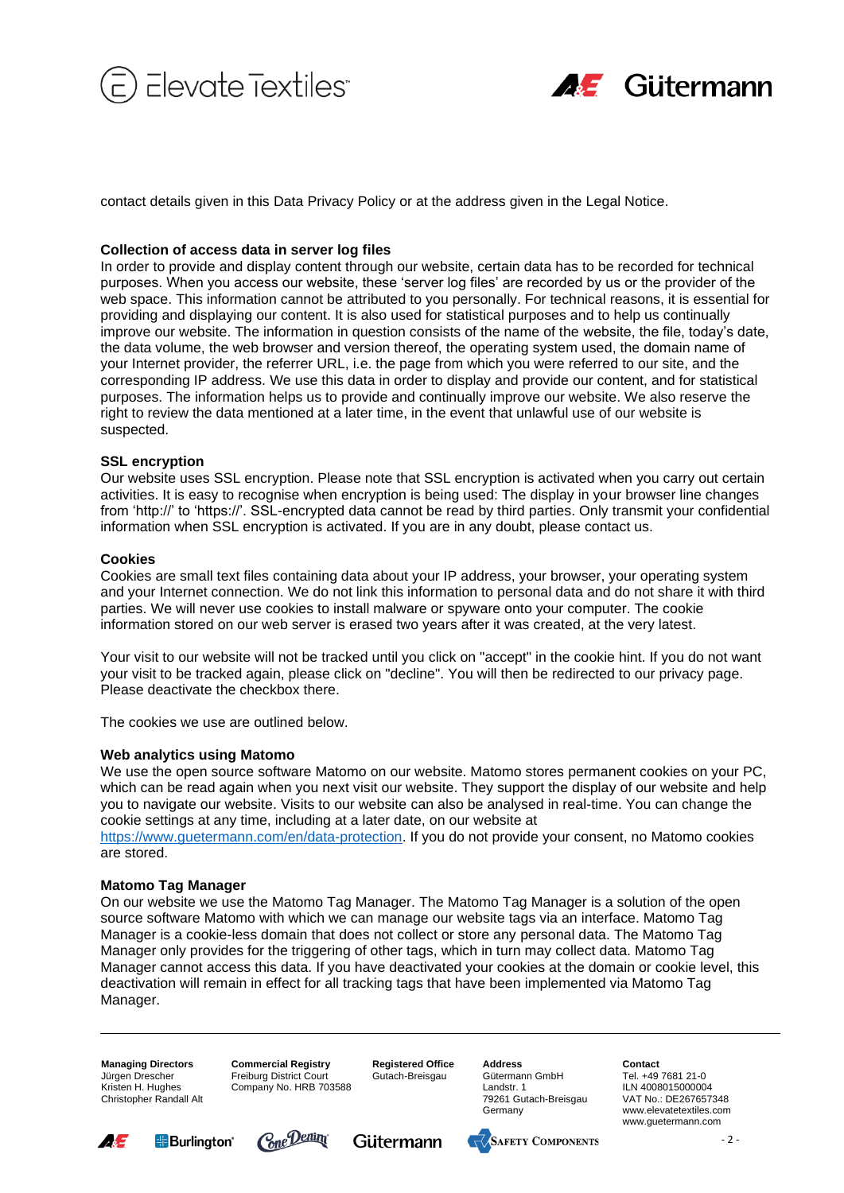contact details given in this Data Privacy Policy or at the address given in the Legal Notice.

**Collection of access data in server log files**
In order to provide and display content through our website, certain data has to be recorded for technical purposes. When you access our website, these 'server log files' are recorded by us or the provider of the web space. This information cannot be attributed to you personally. For technical reasons, it is essential for providing and displaying our content. It is also used for statistical purposes and to help us continually improve our website. The information in question consists of the name of the website, the file, today's date, the data volume, the web browser and version thereof, the operating system used, the domain name of your Internet provider, the referrer URL, i.e. the page from which you were referred to our site, and the corresponding IP address. We use this data in order to display and provide our content, and for statistical purposes. The information helps us to provide and continually improve our website. We also reserve the right to review the data mentioned at a later time, in the event that unlawful use of our website is suspected.

**SSL encryption**
Our website uses SSL encryption. Please note that SSL encryption is activated when you carry out certain activities. It is easy to recognise when encryption is being used: The display in your browser line changes from 'http://' to 'https://'. SSL-encrypted data cannot be read by third parties. Only transmit your confidential information when SSL encryption is activated. If you are in any doubt, please contact us.

**Cookies**
Cookies are small text files containing data about your IP address, your browser, your operating system and your Internet connection. We do not link this information to personal data and do not share it with third parties. We will never use cookies to install malware or spyware onto your computer. The cookie information stored on our web server is erased two years after it was created, at the very latest.

Your visit to our website will not be tracked until you click on "accept" in the cookie hint. If you do not want your visit to be tracked again, please click on "decline". You will then be redirected to our privacy page. Please deactivate the checkbox there.

The cookies we use are outlined below.

**Web analytics using Matomo**
We use the open source software Matomo on our website. Matomo stores permanent cookies on your PC, which can be read again when you next visit our website. They support the display of our website and help you to navigate our website. Visits to our website can also be analysed in real-time. You can change the cookie settings at any time, including at a later date, on our website at https://www.guetermann.com/en/data-protection. If you do not provide your consent, no Matomo cookies are stored.

**Matomo Tag Manager**
On our website we use the Matomo Tag Manager. The Matomo Tag Manager is a solution of the open source software Matomo with which we can manage our website tags via an interface. Matomo Tag Manager is a cookie-less domain that does not collect or store any personal data. The Matomo Tag Manager only provides for the triggering of other tags, which in turn may collect data. Matomo Tag Manager cannot access this data. If you have deactivated your cookies at the domain or cookie level, this deactivation will remain in effect for all tracking tags that have been implemented via Matomo Tag Manager.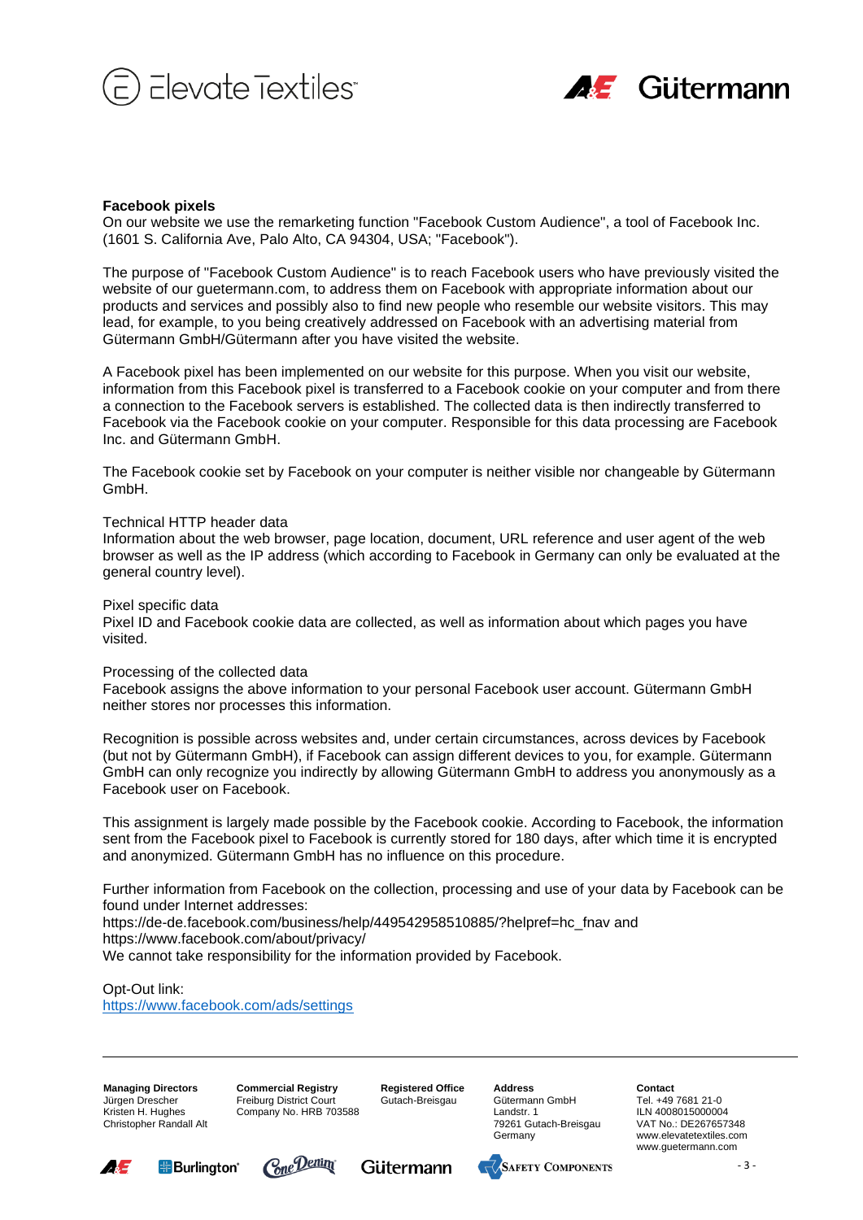**Facebook pixels**

On our website we use the remarketing function "Facebook Custom Audience", a tool of Facebook Inc. (1601 S. California Ave, Palo Alto, CA 94304, USA; "Facebook").

The purpose of "Facebook Custom Audience" is to reach Facebook users who have previously visited the website of our guetermann.com, to address them on Facebook with appropriate information about our products and services and possibly also to find new people who resemble our website visitors. This may lead, for example, to you being creatively addressed on Facebook with an advertising material from Gütermann GmbH/Gütermann after you have visited the website.

A Facebook pixel has been implemented on our website for this purpose. When you visit our website, information from this Facebook pixel is transferred to a Facebook cookie on your computer and from there a connection to the Facebook servers is established. The collected data is then indirectly transferred to Facebook via the Facebook cookie on your computer. Responsible for this data processing are Facebook Inc. and Gütermann GmbH.

The Facebook cookie set by Facebook on your computer is neither visible nor changeable by Gütermann GmbH.

Technical HTTP header data
Information about the web browser, page location, document, URL reference and user agent of the web browser as well as the IP address (which according to Facebook in Germany can only be evaluated at the general country level).

Pixel specific data
Pixel ID and Facebook cookie data are collected, as well as information about which pages you have visited.

Processing of the collected data
Facebook assigns the above information to your personal Facebook user account. Gütermann GmbH neither stores nor processes this information.

Recognition is possible across websites and, under certain circumstances, across devices by Facebook (but not by Gütermann GmbH), if Facebook can assign different devices to you, for example. Gütermann GmbH can only recognize you indirectly by allowing Gütermann GmbH to address you anonymously as a Facebook user on Facebook.

This assignment is largely made possible by the Facebook cookie. According to Facebook, the information sent from the Facebook pixel to Facebook is currently stored for 180 days, after which time it is encrypted and anonymized. Gütermann GmbH has no influence on this procedure.

Further information from Facebook on the collection, processing and use of your data by Facebook can be found under Internet addresses:
https://de-de.facebook.com/business/help/449542958510885/?helpref=hc_fnav and
https://www.facebook.com/about/privacy/
We cannot take responsibility for the information provided by Facebook.

Opt-Out link:
[https://www.facebook.com/ads/settings](https://www.facebook.com/ads/settings)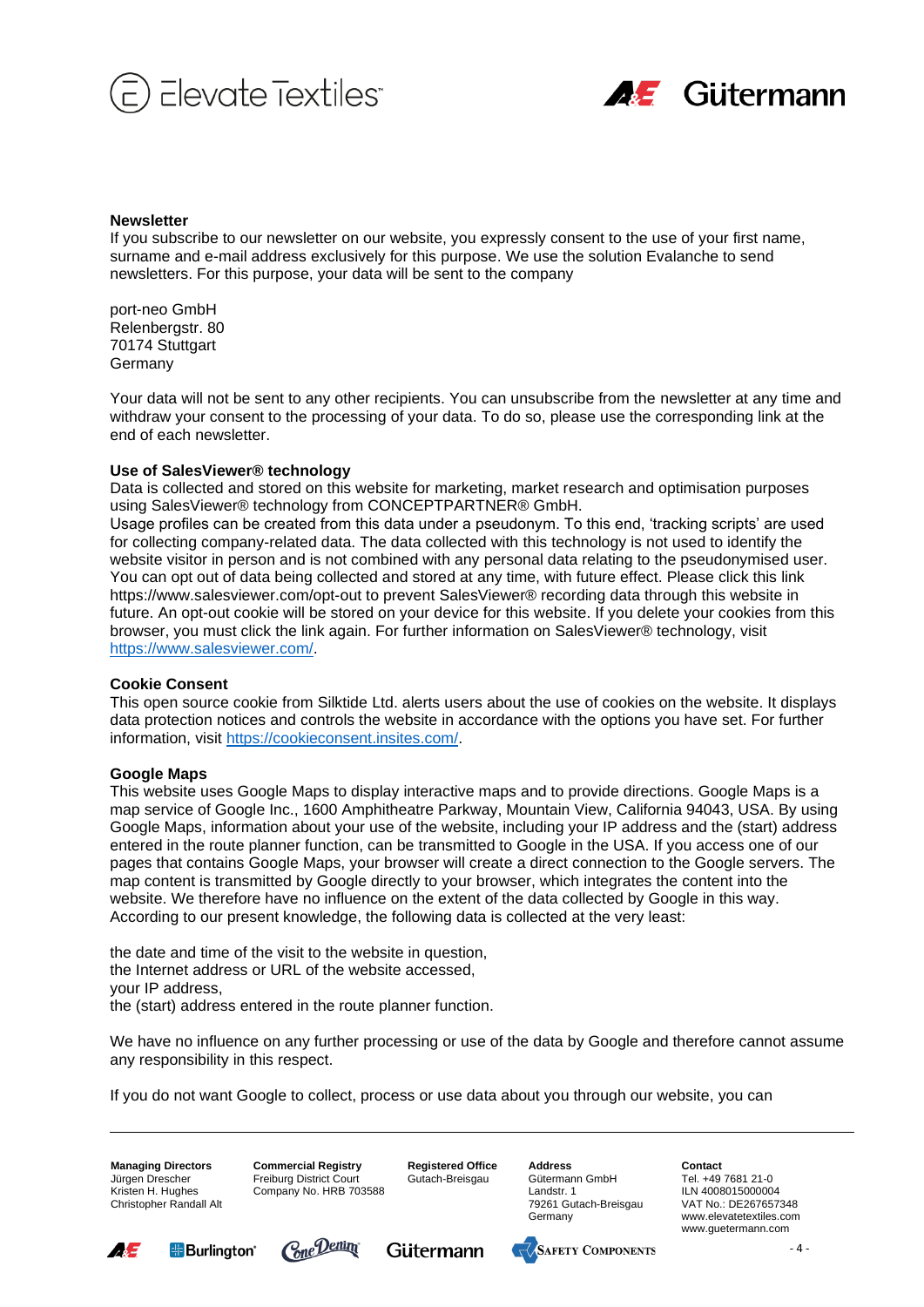**Newsletter**
If you subscribe to our newsletter on our website, you expressly consent to the use of your first name, surname and e-mail address exclusively for this purpose. We use the solution Evalanche to send newsletters. For this purpose, your data will be sent to the company

port-neo GmbH
Relenbergstr. 80
70174 Stuttgart
Germany

Your data will not be sent to any other recipients. You can unsubscribe from the newsletter at any time and withdraw your consent to the processing of your data. To do so, please use the corresponding link at the end of each newsletter.

**Use of SalesViewer® technology**
Data is collected and stored on this website for marketing, market research and optimisation purposes using SalesViewer® technology from CONCEPTPARTNER® GmbH.
Usage profiles can be created from this data under a pseudonym. To this end, 'tracking scripts' are used for collecting company-related data. The data collected with this technology is not used to identify the website visitor in person and is not combined with any personal data relating to the pseudonymised user. You can opt out of data being collected and stored at any time, with future effect. Please click this link https://www.salesviewer.com/opt-out to prevent SalesViewer® recording data through this website in future. An opt-out cookie will be stored on your device for this website. If you delete your cookies from this browser, you must click the link again. For further information on SalesViewer® technology, visit https://www.salesviewer.com/.

**Cookie Consent**
This open source cookie from Silktide Ltd. alerts users about the use of cookies on the website. It displays data protection notices and controls the website in accordance with the options you have set. For further information, visit https://cookieconsent.insites.com/.

**Google Maps**
This website uses Google Maps to display interactive maps and to provide directions. Google Maps is a map service of Google Inc., 1600 Amphitheatre Parkway, Mountain View, California 94043, USA. By using Google Maps, information about your use of the website, including your IP address and the (start) address entered in the route planner function, can be transmitted to Google in the USA. If you access one of our pages that contains Google Maps, your browser will create a direct connection to the Google servers. The map content is transmitted by Google directly to your browser, which integrates the content into the website. We therefore have no influence on the extent of the data collected by Google in this way. According to our present knowledge, the following data is collected at the very least:

the date and time of the visit to the website in question,
the Internet address or URL of the website accessed,
your IP address,
the (start) address entered in the route planner function.

We have no influence on any further processing or use of the data by Google and therefore cannot assume any responsibility in this respect.

If you do not want Google to collect, process or use data about you through our website, you can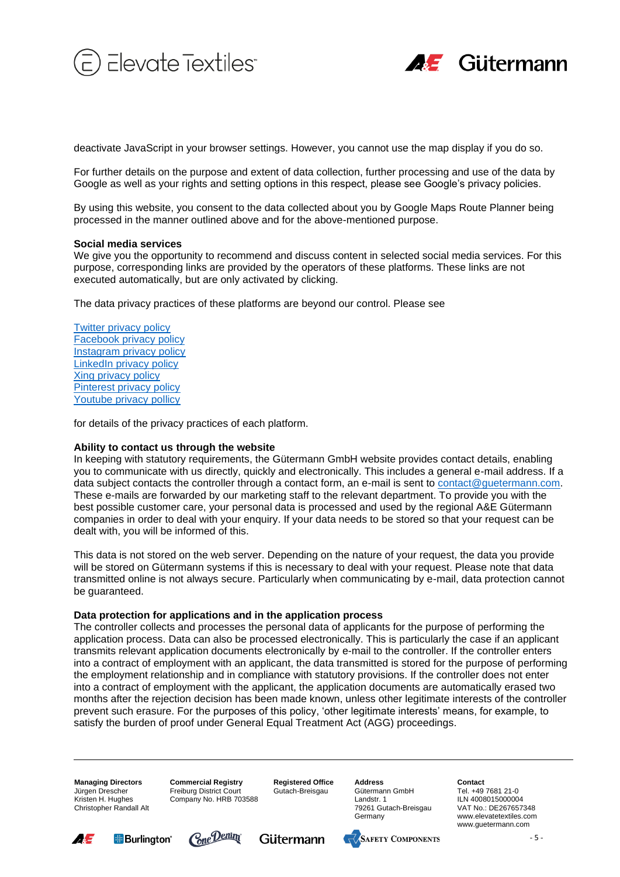deactivate JavaScript in your browser settings. However, you cannot use the map display if you do so.

For further details on the purpose and extent of data collection, further processing and use of the data by Google as well as your rights and setting options in this respect, please see Google's privacy policies.

By using this website, you consent to the data collected about you by Google Maps Route Planner being processed in the manner outlined above and for the above-mentioned purpose.

**Social media services**

We give you the opportunity to recommend and discuss content in selected social media services. For this purpose, corresponding links are provided by the operators of these platforms. These links are not executed automatically, but are only activated by clicking.

The data privacy practices of these platforms are beyond our control. Please see

Twitter privacy policy
Facebook privacy policy
Instagram privacy policy
LinkedIn privacy policy
Xing privacy policy
Pinterest privacy policy
Youtube privacy pollicy

for details of the privacy practices of each platform.

**Ability to contact us through the website**

In keeping with statutory requirements, the Gütermann GmbH website provides contact details, enabling you to communicate with us directly, quickly and electronically. This includes a general e-mail address. If a data subject contacts the controller through a contact form, an e-mail is sent to contact@guetermann.com. These e-mails are forwarded by our marketing staff to the relevant department. To provide you with the best possible customer care, your personal data is processed and used by the regional A&E Gütermann companies in order to deal with your enquiry. If your data needs to be stored so that your request can be dealt with, you will be informed of this.

This data is not stored on the web server. Depending on the nature of your request, the data you provide will be stored on Gütermann systems if this is necessary to deal with your request. Please note that data transmitted online is not always secure. Particularly when communicating by e-mail, data protection cannot be guaranteed.

**Data protection for applications and in the application process**

The controller collects and processes the personal data of applicants for the purpose of performing the application process. Data can also be processed electronically. This is particularly the case if an applicant transmits relevant application documents electronically by e-mail to the controller. If the controller enters into a contract of employment with an applicant, the data transmitted is stored for the purpose of performing the employment relationship and in compliance with statutory provisions. If the controller does not enter into a contract of employment with the applicant, the application documents are automatically erased two months after the rejection decision has been made known, unless other legitimate interests of the controller prevent such erasure. For the purposes of this policy, 'other legitimate interests' means, for example, to satisfy the burden of proof under General Equal Treatment Act (AGG) proceedings.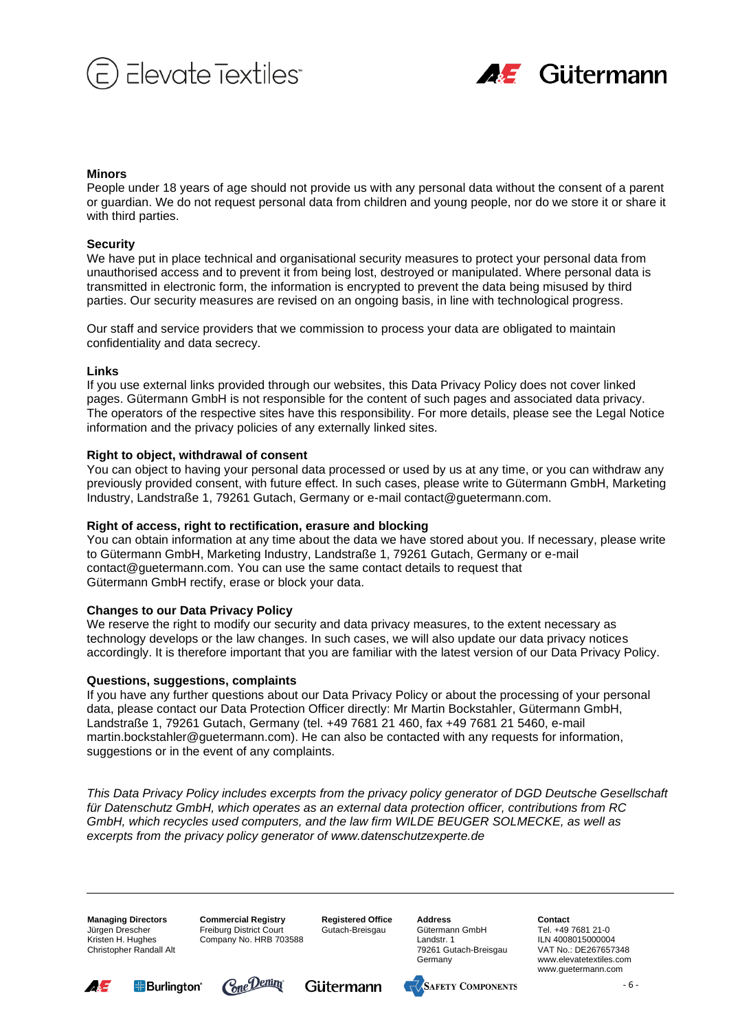**Minors**
People under 18 years of age should not provide us with any personal data without the consent of a parent or guardian. We do not request personal data from children and young people, nor do we store it or share it with third parties.

**Security**
We have put in place technical and organisational security measures to protect your personal data from unauthorised access and to prevent it from being lost, destroyed or manipulated. Where personal data is transmitted in electronic form, the information is encrypted to prevent the data being misused by third parties. Our security measures are revised on an ongoing basis, in line with technological progress.

Our staff and service providers that we commission to process your data are obligated to maintain confidentiality and data secrecy.

**Links**
If you use external links provided through our websites, this Data Privacy Policy does not cover linked pages. Gütermann GmbH is not responsible for the content of such pages and associated data privacy. The operators of the respective sites have this responsibility. For more details, please see the Legal Notice information and the privacy policies of any externally linked sites.

**Right to object, withdrawal of consent**
You can object to having your personal data processed or used by us at any time, or you can withdraw any previously provided consent, with future effect. In such cases, please write to Gütermann GmbH, Marketing Industry, Landstraße 1, 79261 Gutach, Germany or e-mail contact@guetermann.com.

**Right of access, right to rectification, erasure and blocking**
You can obtain information at any time about the data we have stored about you. If necessary, please write to Gütermann GmbH, Marketing Industry, Landstraße 1, 79261 Gutach, Germany or e-mail contact@guetermann.com. You can use the same contact details to request that Gütermann GmbH rectify, erase or block your data.

**Changes to our Data Privacy Policy**
We reserve the right to modify our security and data privacy measures, to the extent necessary as technology develops or the law changes. In such cases, we will also update our data privacy notices accordingly. It is therefore important that you are familiar with the latest version of our Data Privacy Policy.

**Questions, suggestions, complaints**
If you have any further questions about our Data Privacy Policy or about the processing of your personal data, please contact our Data Protection Officer directly: Mr Martin Bockstahler, Gütermann GmbH, Landstraße 1, 79261 Gutach, Germany (tel. +49 7681 21 460, fax +49 7681 21 5460, e-mail martin.bockstahler@guetermann.com). He can also be contacted with any requests for information, suggestions or in the event of any complaints.

*This Data Privacy Policy includes excerpts from the privacy policy generator of DGD Deutsche Gesellschaft für Datenschutz GmbH, which operates as an external data protection officer, contributions from RC GmbH, which recycles used computers, and the law firm WILDE BEUGER SOLMECKE, as well as excerpts from the privacy policy generator of www.datenschutzexperte.de*